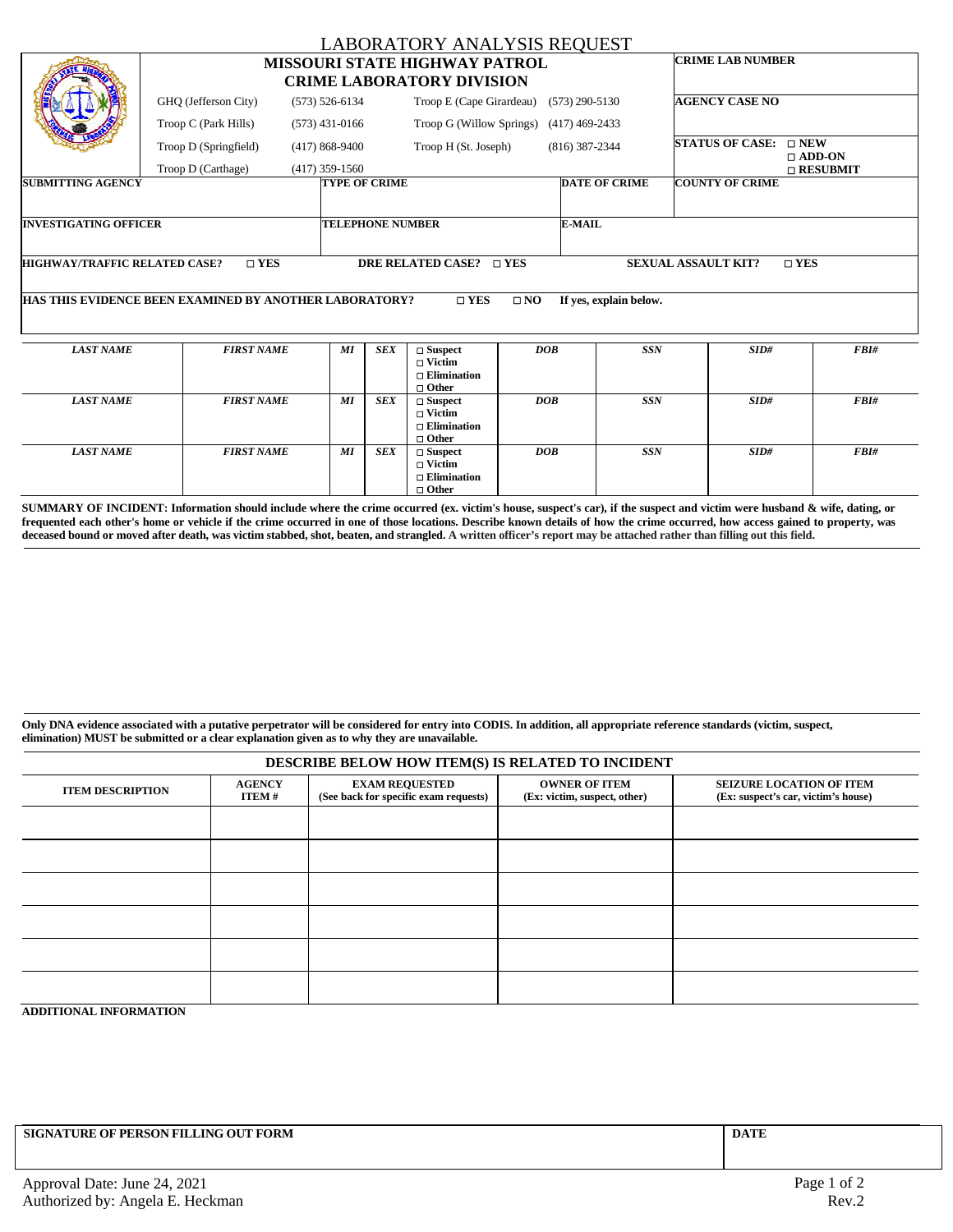# LABORATORY ANALYSIS REQUEST

## MISSOURI STATE HIGHWAY PATROL
## CRIME LABORATORY DIVISION

| | | | |
|---|---|---|---|
| GHQ (Jefferson City) | (573) 526-6134 | Troop E (Cape Girardeau) | (573) 290-5130 |
| Troop C (Park Hills) | (573) 431-0166 | Troop G (Willow Springs) | (417) 469-2433 |
| Troop D (Springfield) | (417) 868-9400 | Troop H (St. Joseph) | (816) 387-2344 |
| Troop D (Carthage) | (417) 359-1560 | | |

**CRIME LAB NUMBER**

**AGENCY CASE NO**

**STATUS OF CASE:** □ NEW □ ADD-ON □ RESUBMIT

| SUBMITTING AGENCY | TYPE OF CRIME | DATE OF CRIME | COUNTY OF CRIME |
|---|---|---|---|
| | | | |

| INVESTIGATING OFFICER | TELEPHONE NUMBER | E-MAIL |
|---|---|---|
| | | |

**HIGHWAY/TRAFFIC RELATED CASE?** □ **YES** **DRE RELATED CASE?** □ **YES** **SEXUAL ASSAULT KIT?** □ **YES**

**HAS THIS EVIDENCE BEEN EXAMINED BY ANOTHER LABORATORY?** □ **YES** □ **NO** **If yes, explain below.**

| *LAST NAME* | *FIRST NAME* | *MI* | *SEX* | | *DOB* | *SSN* | *SID#* | *FBI#* |
|---|---|---|---|---|---|---|---|---|
| | | | | □ Suspect □ Victim □ Elimination □ Other | | | | |
| *LAST NAME* | *FIRST NAME* | *MI* | *SEX* | □ Suspect □ Victim □ Elimination □ Other | *DOB* | *SSN* | *SID#* | *FBI#* |
| *LAST NAME* | *FIRST NAME* | *MI* | *SEX* | □ Suspect □ Victim □ Elimination □ Other | *DOB* | *SSN* | *SID#* | *FBI#* |

**SUMMARY OF INCIDENT: Information should include where the crime occurred (ex. victim's house, suspect's car), if the suspect and victim were husband & wife, dating, or frequented each other's home or vehicle if the crime occurred in one of those locations. Describe known details of how the crime occurred, how access gained to property, was deceased bound or moved after death, was victim stabbed, shot, beaten, and strangled. A written officer's report may be attached rather than filling out this field.**

**Only DNA evidence associated with a putative perpetrator will be considered for entry into CODIS. In addition, all appropriate reference standards (victim, suspect, elimination) MUST be submitted or a clear explanation given as to why they are unavailable.**

### DESCRIBE BELOW HOW ITEM(S) IS RELATED TO INCIDENT

| ITEM DESCRIPTION | AGENCY ITEM # | EXAM REQUESTED (See back for specific exam requests) | OWNER OF ITEM (Ex: victim, suspect, other) | SEIZURE LOCATION OF ITEM (Ex: suspect's car, victim's house) |
|---|---|---|---|---|
| | | | | |
| | | | | |
| | | | | |
| | | | | |
| | | | | |
| | | | | |

**ADDITIONAL INFORMATION**

| SIGNATURE OF PERSON FILLING OUT FORM | DATE |
|---|---|
| | |

Approval Date: June 24, 2021
Authorized by: Angela E. Heckman

Rev.2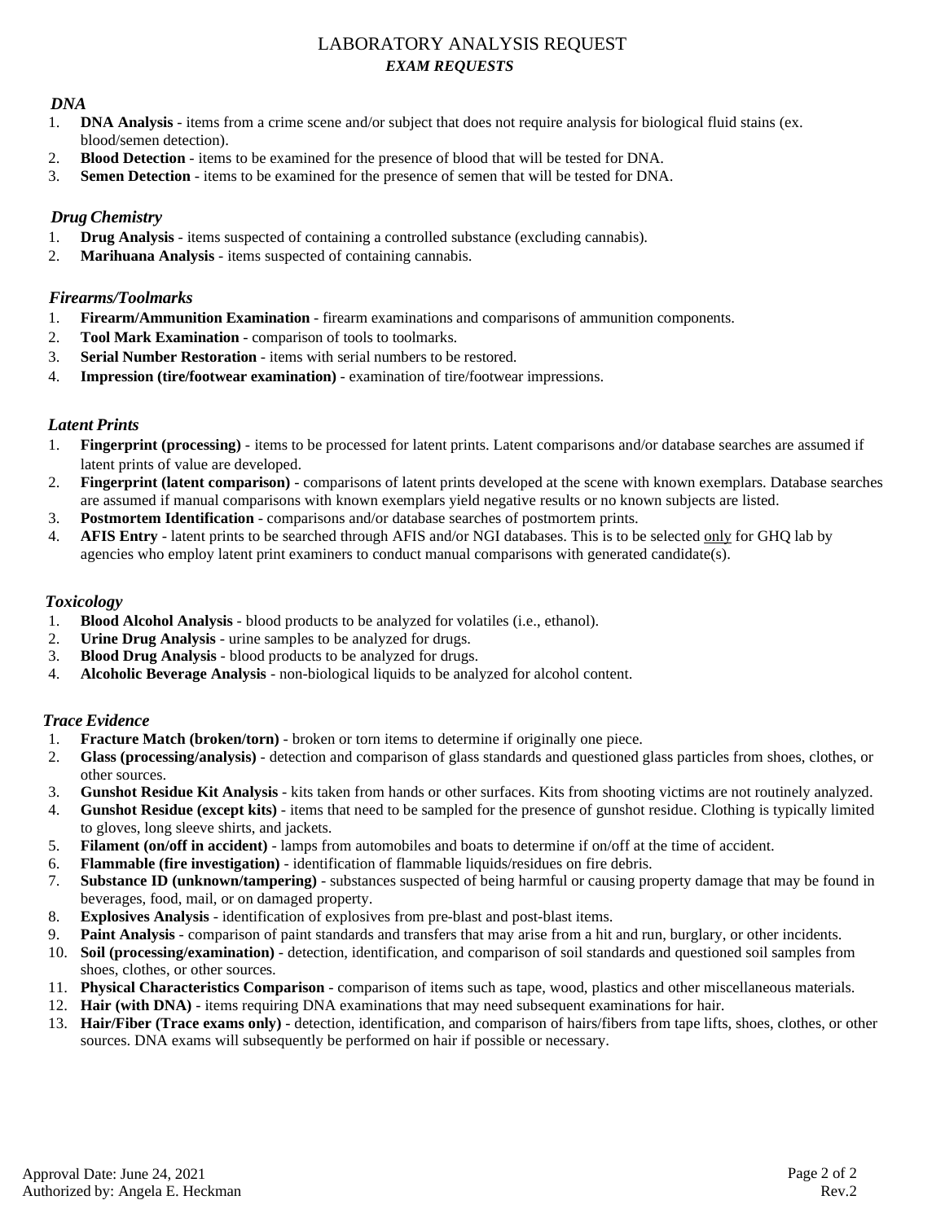# LABORATORY ANALYSIS REQUEST

## *EXAM REQUESTS*

### *DNA*

1. **DNA Analysis** - items from a crime scene and/or subject that does not require analysis for biological fluid stains (ex. blood/semen detection).
2. **Blood Detection** - items to be examined for the presence of blood that will be tested for DNA.
3. **Semen Detection** - items to be examined for the presence of semen that will be tested for DNA.

### *Drug Chemistry*

1. **Drug Analysis** - items suspected of containing a controlled substance (excluding cannabis).
2. **Marihuana Analysis** - items suspected of containing cannabis.

### *Firearms/Toolmarks*

1. **Firearm/Ammunition Examination** - firearm examinations and comparisons of ammunition components.
2. **Tool Mark Examination** - comparison of tools to toolmarks.
3. **Serial Number Restoration** - items with serial numbers to be restored.
4. **Impression (tire/footwear examination)** - examination of tire/footwear impressions.

### *Latent Prints*

1. **Fingerprint (processing)** - items to be processed for latent prints. Latent comparisons and/or database searches are assumed if latent prints of value are developed.
2. **Fingerprint (latent comparison)** - comparisons of latent prints developed at the scene with known exemplars. Database searches are assumed if manual comparisons with known exemplars yield negative results or no known subjects are listed.
3. **Postmortem Identification** - comparisons and/or database searches of postmortem prints.
4. **AFIS Entry** - latent prints to be searched through AFIS and/or NGI databases. This is to be selected only for GHQ lab by agencies who employ latent print examiners to conduct manual comparisons with generated candidate(s).

### *Toxicology*

1. **Blood Alcohol Analysis** - blood products to be analyzed for volatiles (i.e., ethanol).
2. **Urine Drug Analysis** - urine samples to be analyzed for drugs.
3. **Blood Drug Analysis** - blood products to be analyzed for drugs.
4. **Alcoholic Beverage Analysis** - non-biological liquids to be analyzed for alcohol content.

### *Trace Evidence*

1. **Fracture Match (broken/torn)** - broken or torn items to determine if originally one piece.
2. **Glass (processing/analysis)** - detection and comparison of glass standards and questioned glass particles from shoes, clothes, or other sources.
3. **Gunshot Residue Kit Analysis** - kits taken from hands or other surfaces. Kits from shooting victims are not routinely analyzed.
4. **Gunshot Residue (except kits)** - items that need to be sampled for the presence of gunshot residue. Clothing is typically limited to gloves, long sleeve shirts, and jackets.
5. **Filament (on/off in accident)** - lamps from automobiles and boats to determine if on/off at the time of accident.
6. **Flammable (fire investigation)** - identification of flammable liquids/residues on fire debris.
7. **Substance ID (unknown/tampering)** - substances suspected of being harmful or causing property damage that may be found in beverages, food, mail, or on damaged property.
8. **Explosives Analysis** - identification of explosives from pre-blast and post-blast items.
9. **Paint Analysis** - comparison of paint standards and transfers that may arise from a hit and run, burglary, or other incidents.
10. **Soil (processing/examination)** - detection, identification, and comparison of soil standards and questioned soil samples from shoes, clothes, or other sources.
11. **Physical Characteristics Comparison** - comparison of items such as tape, wood, plastics and other miscellaneous materials.
12. **Hair (with DNA)** - items requiring DNA examinations that may need subsequent examinations for hair.
13. **Hair/Fiber (Trace exams only)** - detection, identification, and comparison of hairs/fibers from tape lifts, shoes, clothes, or other sources. DNA exams will subsequently be performed on hair if possible or necessary.

Approval Date: June 24, 2021
Authorized by: Angela E. Heckman

Rev.2